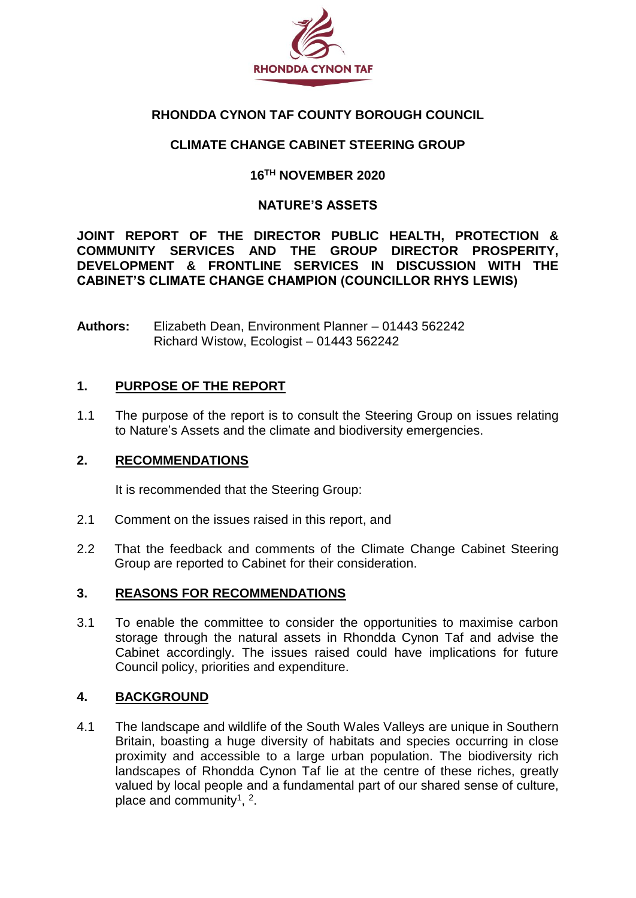**RHONDDA CYNON TAF**

# RHONDDA CYNON TAF COUNTY BOROUGH COUNCIL

## CLIMATE CHANGE CABINET STEERING GROUP

## 16TH NOVEMBER 2020

## NATURE'S ASSETS

**JOINT REPORT OF THE DIRECTOR PUBLIC HEALTH, PROTECTION & COMMUNITY SERVICES AND THE GROUP DIRECTOR PROSPERITY, DEVELOPMENT & FRONTLINE SERVICES IN DISCUSSION WITH THE CABINET'S CLIMATE CHANGE CHAMPION (COUNCILLOR RHYS LEWIS)**

**Authors:** Elizabeth Dean, Environment Planner – 01443 562242
Richard Wistow, Ecologist – 01443 562242

## 1. PURPOSE OF THE REPORT

1.1 The purpose of the report is to consult the Steering Group on issues relating to Nature's Assets and the climate and biodiversity emergencies.

## 2. RECOMMENDATIONS

It is recommended that the Steering Group:

2.1 Comment on the issues raised in this report, and

2.2 That the feedback and comments of the Climate Change Cabinet Steering Group are reported to Cabinet for their consideration.

## 3. REASONS FOR RECOMMENDATIONS

3.1 To enable the committee to consider the opportunities to maximise carbon storage through the natural assets in Rhondda Cynon Taf and advise the Cabinet accordingly. The issues raised could have implications for future Council policy, priorities and expenditure.

## 4. BACKGROUND

4.1 The landscape and wildlife of the South Wales Valleys are unique in Southern Britain, boasting a huge diversity of habitats and species occurring in close proximity and accessible to a large urban population. The biodiversity rich landscapes of Rhondda Cynon Taf lie at the centre of these riches, greatly valued by local people and a fundamental part of our shared sense of culture, place and community[1], [2].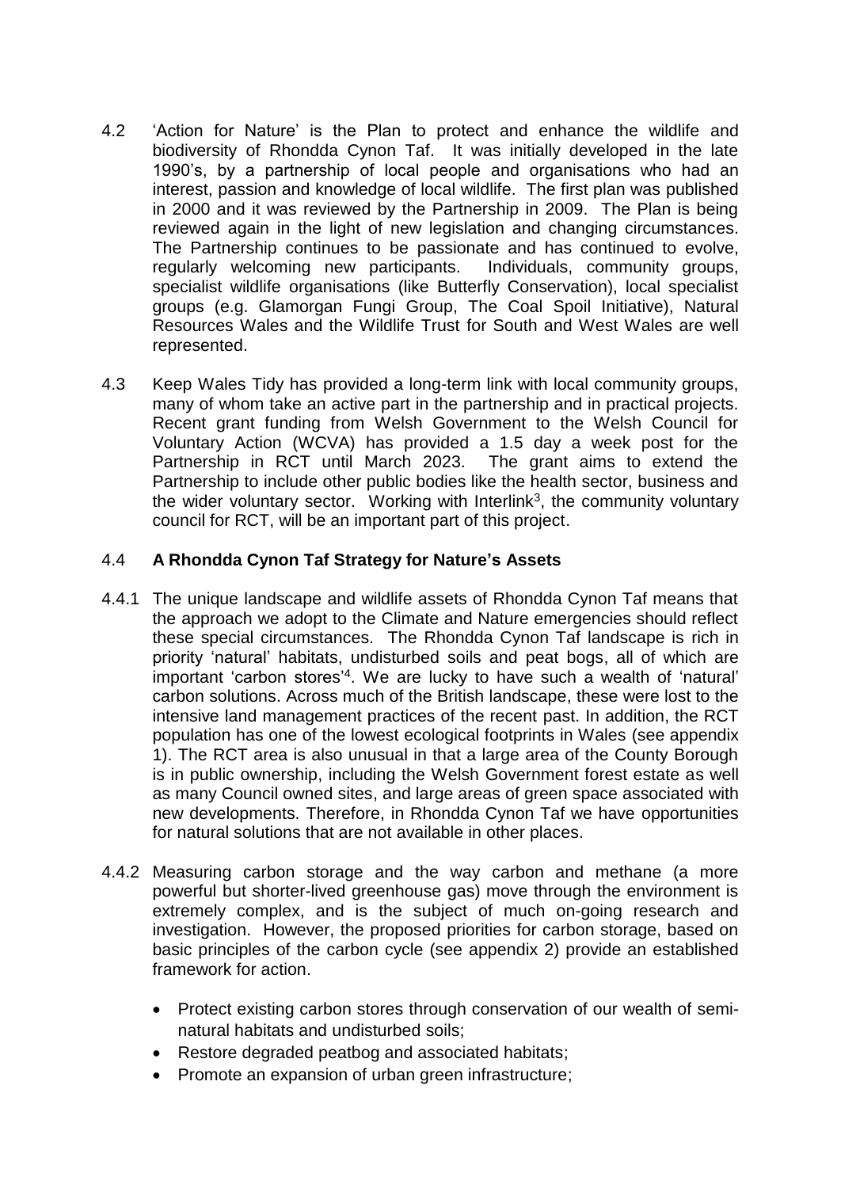4.2 'Action for Nature' is the Plan to protect and enhance the wildlife and biodiversity of Rhondda Cynon Taf. It was initially developed in the late 1990's, by a partnership of local people and organisations who had an interest, passion and knowledge of local wildlife. The first plan was published in 2000 and it was reviewed by the Partnership in 2009. The Plan is being reviewed again in the light of new legislation and changing circumstances. The Partnership continues to be passionate and has continued to evolve, regularly welcoming new participants. Individuals, community groups, specialist wildlife organisations (like Butterfly Conservation), local specialist groups (e.g. Glamorgan Fungi Group, The Coal Spoil Initiative), Natural Resources Wales and the Wildlife Trust for South and West Wales are well represented.

4.3 Keep Wales Tidy has provided a long-term link with local community groups, many of whom take an active part in the partnership and in practical projects. Recent grant funding from Welsh Government to the Welsh Council for Voluntary Action (WCVA) has provided a 1.5 day a week post for the Partnership in RCT until March 2023. The grant aims to extend the Partnership to include other public bodies like the health sector, business and the wider voluntary sector. Working with Interlink[3], the community voluntary council for RCT, will be an important part of this project.

4.4 **A Rhondda Cynon Taf Strategy for Nature's Assets**

4.4.1 The unique landscape and wildlife assets of Rhondda Cynon Taf means that the approach we adopt to the Climate and Nature emergencies should reflect these special circumstances. The Rhondda Cynon Taf landscape is rich in priority 'natural' habitats, undisturbed soils and peat bogs, all of which are important 'carbon stores'[4]. We are lucky to have such a wealth of 'natural' carbon solutions. Across much of the British landscape, these were lost to the intensive land management practices of the recent past. In addition, the RCT population has one of the lowest ecological footprints in Wales (see appendix 1). The RCT area is also unusual in that a large area of the County Borough is in public ownership, including the Welsh Government forest estate as well as many Council owned sites, and large areas of green space associated with new developments. Therefore, in Rhondda Cynon Taf we have opportunities for natural solutions that are not available in other places.

4.4.2 Measuring carbon storage and the way carbon and methane (a more powerful but shorter-lived greenhouse gas) move through the environment is extremely complex, and is the subject of much on-going research and investigation. However, the proposed priorities for carbon storage, based on basic principles of the carbon cycle (see appendix 2) provide an established framework for action.

- Protect existing carbon stores through conservation of our wealth of semi-natural habitats and undisturbed soils;
- Restore degraded peatbog and associated habitats;
- Promote an expansion of urban green infrastructure;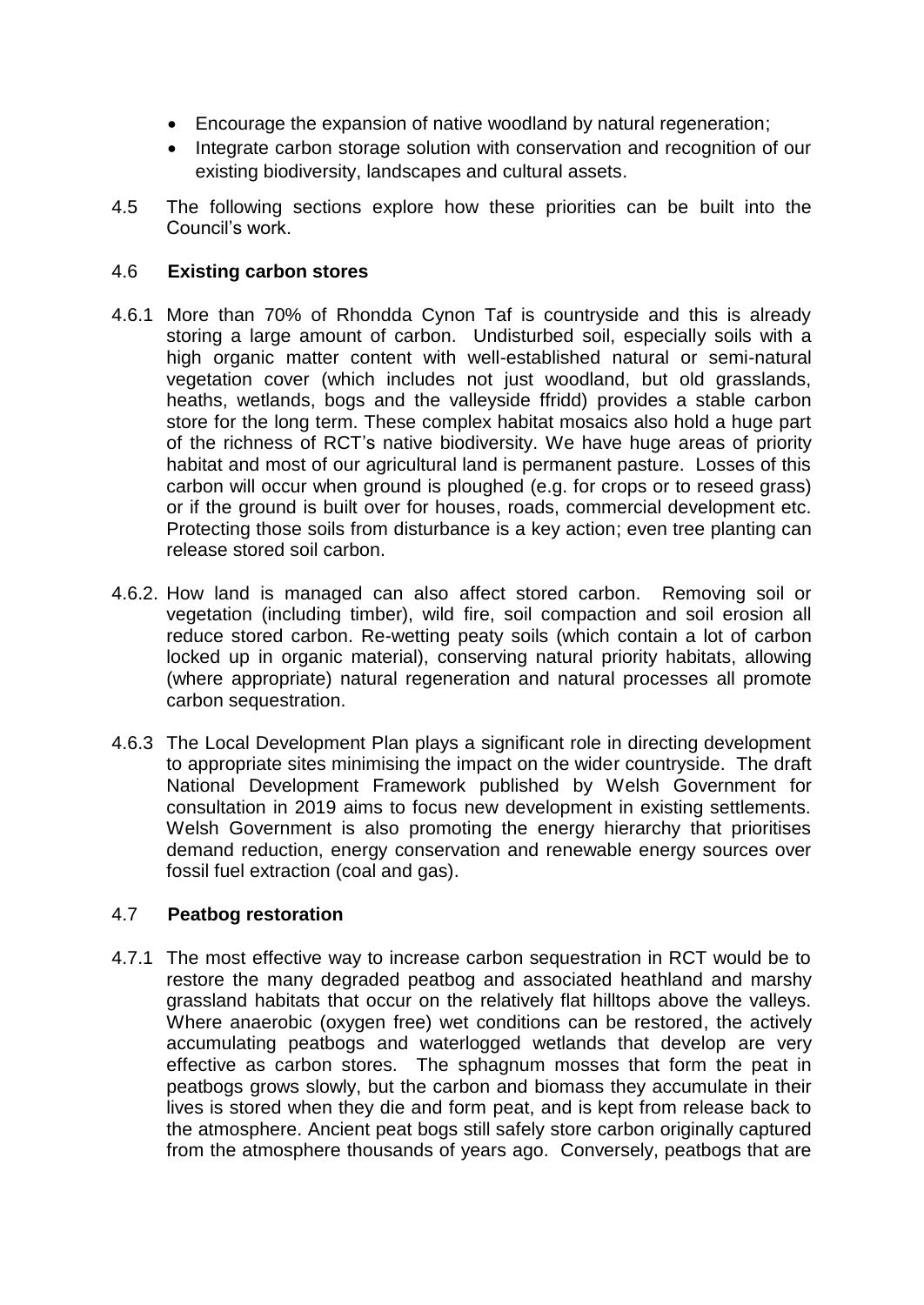- Encourage the expansion of native woodland by natural regeneration;
- Integrate carbon storage solution with conservation and recognition of our existing biodiversity, landscapes and cultural assets.

4.5 The following sections explore how these priorities can be built into the Council's work.

### 4.6 **Existing carbon stores**

4.6.1 More than 70% of Rhondda Cynon Taf is countryside and this is already storing a large amount of carbon. Undisturbed soil, especially soils with a high organic matter content with well-established natural or semi-natural vegetation cover (which includes not just woodland, but old grasslands, heaths, wetlands, bogs and the valleyside ffridd) provides a stable carbon store for the long term. These complex habitat mosaics also hold a huge part of the richness of RCT's native biodiversity. We have huge areas of priority habitat and most of our agricultural land is permanent pasture. Losses of this carbon will occur when ground is ploughed (e.g. for crops or to reseed grass) or if the ground is built over for houses, roads, commercial development etc. Protecting those soils from disturbance is a key action; even tree planting can release stored soil carbon.

4.6.2. How land is managed can also affect stored carbon. Removing soil or vegetation (including timber), wild fire, soil compaction and soil erosion all reduce stored carbon. Re-wetting peaty soils (which contain a lot of carbon locked up in organic material), conserving natural priority habitats, allowing (where appropriate) natural regeneration and natural processes all promote carbon sequestration.

4.6.3 The Local Development Plan plays a significant role in directing development to appropriate sites minimising the impact on the wider countryside. The draft National Development Framework published by Welsh Government for consultation in 2019 aims to focus new development in existing settlements. Welsh Government is also promoting the energy hierarchy that prioritises demand reduction, energy conservation and renewable energy sources over fossil fuel extraction (coal and gas).

### 4.7 **Peatbog restoration**

4.7.1 The most effective way to increase carbon sequestration in RCT would be to restore the many degraded peatbog and associated heathland and marshy grassland habitats that occur on the relatively flat hilltops above the valleys. Where anaerobic (oxygen free) wet conditions can be restored, the actively accumulating peatbogs and waterlogged wetlands that develop are very effective as carbon stores. The sphagnum mosses that form the peat in peatbogs grows slowly, but the carbon and biomass they accumulate in their lives is stored when they die and form peat, and is kept from release back to the atmosphere. Ancient peat bogs still safely store carbon originally captured from the atmosphere thousands of years ago. Conversely, peatbogs that are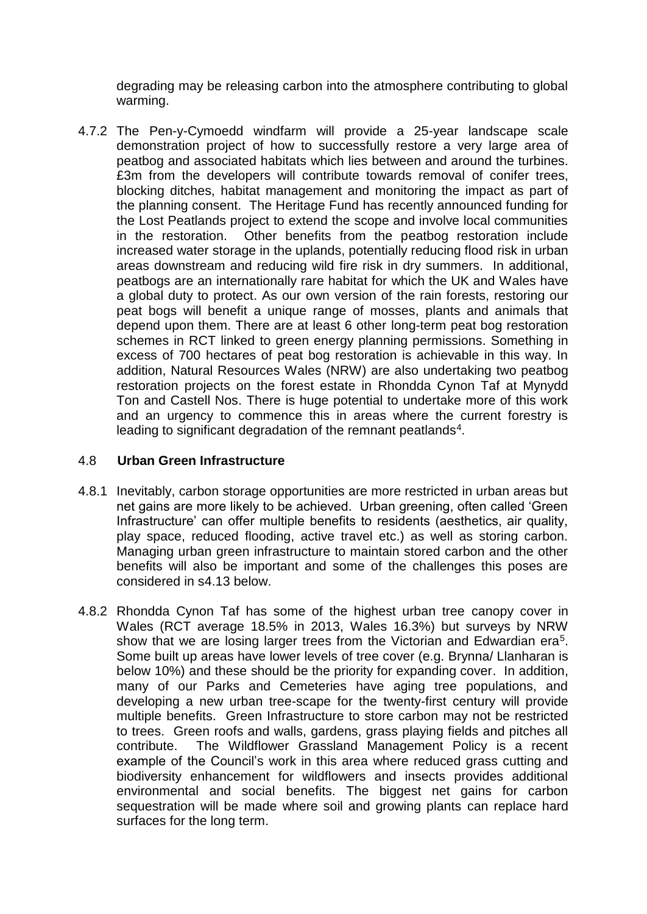degrading may be releasing carbon into the atmosphere contributing to global warming.

4.7.2 The Pen-y-Cymoedd windfarm will provide a 25-year landscape scale demonstration project of how to successfully restore a very large area of peatbog and associated habitats which lies between and around the turbines. £3m from the developers will contribute towards removal of conifer trees, blocking ditches, habitat management and monitoring the impact as part of the planning consent. The Heritage Fund has recently announced funding for the Lost Peatlands project to extend the scope and involve local communities in the restoration. Other benefits from the peatbog restoration include increased water storage in the uplands, potentially reducing flood risk in urban areas downstream and reducing wild fire risk in dry summers. In additional, peatbogs are an internationally rare habitat for which the UK and Wales have a global duty to protect. As our own version of the rain forests, restoring our peat bogs will benefit a unique range of mosses, plants and animals that depend upon them. There are at least 6 other long-term peat bog restoration schemes in RCT linked to green energy planning permissions. Something in excess of 700 hectares of peat bog restoration is achievable in this way. In addition, Natural Resources Wales (NRW) are also undertaking two peatbog restoration projects on the forest estate in Rhondda Cynon Taf at Mynydd Ton and Castell Nos. There is huge potential to undertake more of this work and an urgency to commence this in areas where the current forestry is leading to significant degradation of the remnant peatlands[4].

## 4.8 Urban Green Infrastructure

4.8.1 Inevitably, carbon storage opportunities are more restricted in urban areas but net gains are more likely to be achieved. Urban greening, often called 'Green Infrastructure' can offer multiple benefits to residents (aesthetics, air quality, play space, reduced flooding, active travel etc.) as well as storing carbon. Managing urban green infrastructure to maintain stored carbon and the other benefits will also be important and some of the challenges this poses are considered in s4.13 below.

4.8.2 Rhondda Cynon Taf has some of the highest urban tree canopy cover in Wales (RCT average 18.5% in 2013, Wales 16.3%) but surveys by NRW show that we are losing larger trees from the Victorian and Edwardian era[5]. Some built up areas have lower levels of tree cover (e.g. Brynna/ Llanharan is below 10%) and these should be the priority for expanding cover. In addition, many of our Parks and Cemeteries have aging tree populations, and developing a new urban tree-scape for the twenty-first century will provide multiple benefits. Green Infrastructure to store carbon may not be restricted to trees. Green roofs and walls, gardens, grass playing fields and pitches all contribute. The Wildflower Grassland Management Policy is a recent example of the Council's work in this area where reduced grass cutting and biodiversity enhancement for wildflowers and insects provides additional environmental and social benefits. The biggest net gains for carbon sequestration will be made where soil and growing plants can replace hard surfaces for the long term.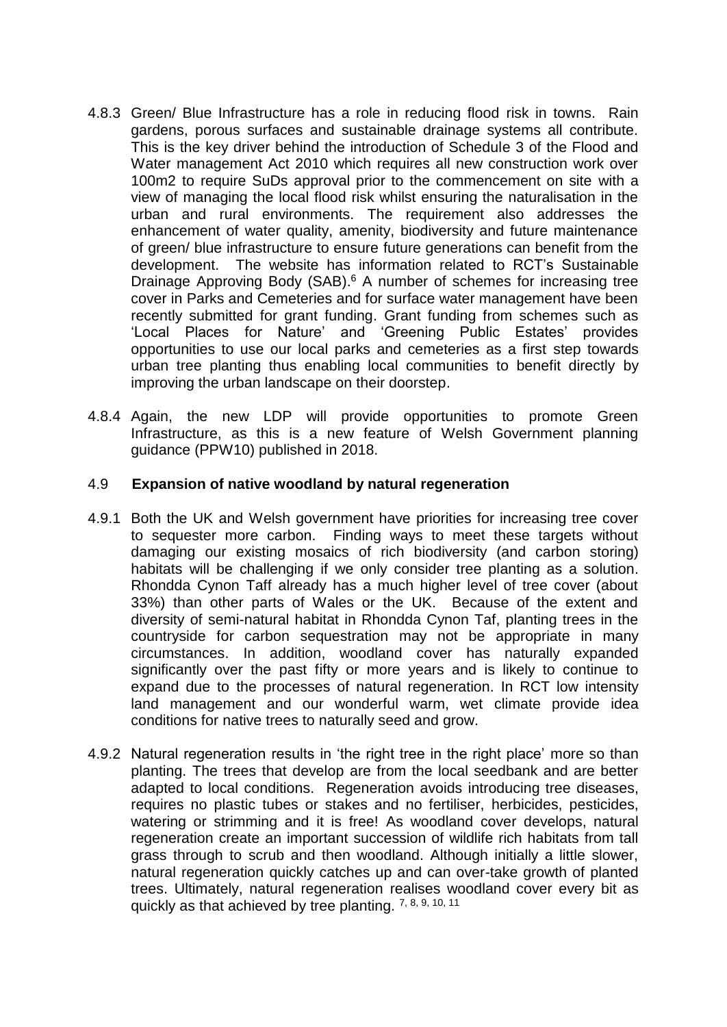4.8.3 Green/ Blue Infrastructure has a role in reducing flood risk in towns. Rain gardens, porous surfaces and sustainable drainage systems all contribute. This is the key driver behind the introduction of Schedule 3 of the Flood and Water management Act 2010 which requires all new construction work over 100m2 to require SuDs approval prior to the commencement on site with a view of managing the local flood risk whilst ensuring the naturalisation in the urban and rural environments. The requirement also addresses the enhancement of water quality, amenity, biodiversity and future maintenance of green/ blue infrastructure to ensure future generations can benefit from the development. The website has information related to RCT's Sustainable Drainage Approving Body (SAB).[6] A number of schemes for increasing tree cover in Parks and Cemeteries and for surface water management have been recently submitted for grant funding. Grant funding from schemes such as 'Local Places for Nature' and 'Greening Public Estates' provides opportunities to use our local parks and cemeteries as a first step towards urban tree planting thus enabling local communities to benefit directly by improving the urban landscape on their doorstep.

4.8.4 Again, the new LDP will provide opportunities to promote Green Infrastructure, as this is a new feature of Welsh Government planning guidance (PPW10) published in 2018.

## 4.9 Expansion of native woodland by natural regeneration

4.9.1 Both the UK and Welsh government have priorities for increasing tree cover to sequester more carbon. Finding ways to meet these targets without damaging our existing mosaics of rich biodiversity (and carbon storing) habitats will be challenging if we only consider tree planting as a solution. Rhondda Cynon Taff already has a much higher level of tree cover (about 33%) than other parts of Wales or the UK. Because of the extent and diversity of semi-natural habitat in Rhondda Cynon Taf, planting trees in the countryside for carbon sequestration may not be appropriate in many circumstances. In addition, woodland cover has naturally expanded significantly over the past fifty or more years and is likely to continue to expand due to the processes of natural regeneration. In RCT low intensity land management and our wonderful warm, wet climate provide idea conditions for native trees to naturally seed and grow.

4.9.2 Natural regeneration results in 'the right tree in the right place' more so than planting. The trees that develop are from the local seedbank and are better adapted to local conditions. Regeneration avoids introducing tree diseases, requires no plastic tubes or stakes and no fertiliser, herbicides, pesticides, watering or strimming and it is free! As woodland cover develops, natural regeneration create an important succession of wildlife rich habitats from tall grass through to scrub and then woodland. Although initially a little slower, natural regeneration quickly catches up and can over-take growth of planted trees. Ultimately, natural regeneration realises woodland cover every bit as quickly as that achieved by tree planting. [7, 8, 9, 10, 11]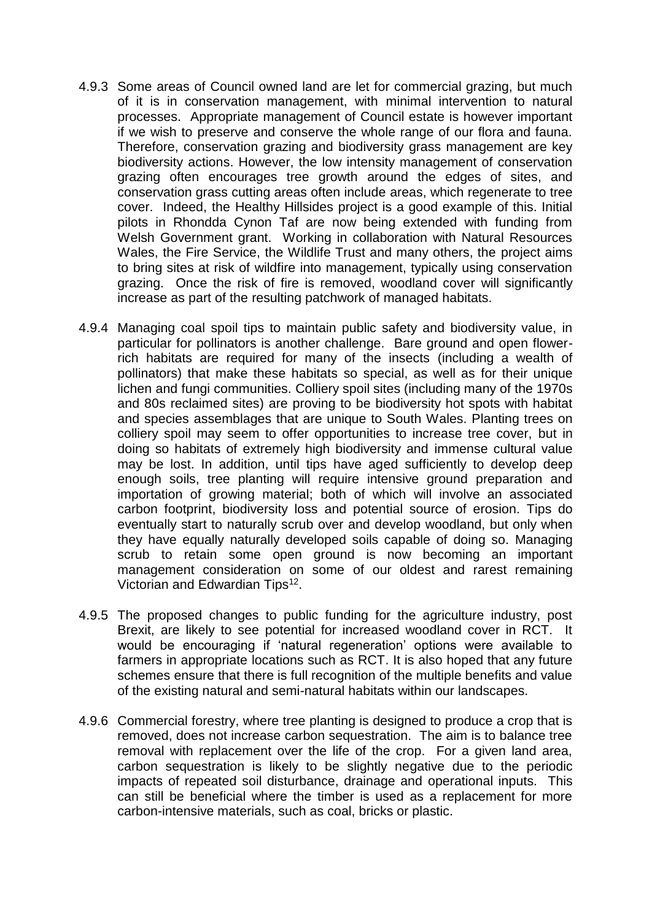4.9.3 Some areas of Council owned land are let for commercial grazing, but much of it is in conservation management, with minimal intervention to natural processes. Appropriate management of Council estate is however important if we wish to preserve and conserve the whole range of our flora and fauna. Therefore, conservation grazing and biodiversity grass management are key biodiversity actions. However, the low intensity management of conservation grazing often encourages tree growth around the edges of sites, and conservation grass cutting areas often include areas, which regenerate to tree cover. Indeed, the Healthy Hillsides project is a good example of this. Initial pilots in Rhondda Cynon Taf are now being extended with funding from Welsh Government grant. Working in collaboration with Natural Resources Wales, the Fire Service, the Wildlife Trust and many others, the project aims to bring sites at risk of wildfire into management, typically using conservation grazing. Once the risk of fire is removed, woodland cover will significantly increase as part of the resulting patchwork of managed habitats.

4.9.4 Managing coal spoil tips to maintain public safety and biodiversity value, in particular for pollinators is another challenge. Bare ground and open flower-rich habitats are required for many of the insects (including a wealth of pollinators) that make these habitats so special, as well as for their unique lichen and fungi communities. Colliery spoil sites (including many of the 1970s and 80s reclaimed sites) are proving to be biodiversity hot spots with habitat and species assemblages that are unique to South Wales. Planting trees on colliery spoil may seem to offer opportunities to increase tree cover, but in doing so habitats of extremely high biodiversity and immense cultural value may be lost. In addition, until tips have aged sufficiently to develop deep enough soils, tree planting will require intensive ground preparation and importation of growing material; both of which will involve an associated carbon footprint, biodiversity loss and potential source of erosion. Tips do eventually start to naturally scrub over and develop woodland, but only when they have equally naturally developed soils capable of doing so. Managing scrub to retain some open ground is now becoming an important management consideration on some of our oldest and rarest remaining Victorian and Edwardian Tips[12].

4.9.5 The proposed changes to public funding for the agriculture industry, post Brexit, are likely to see potential for increased woodland cover in RCT. It would be encouraging if 'natural regeneration' options were available to farmers in appropriate locations such as RCT. It is also hoped that any future schemes ensure that there is full recognition of the multiple benefits and value of the existing natural and semi-natural habitats within our landscapes.

4.9.6 Commercial forestry, where tree planting is designed to produce a crop that is removed, does not increase carbon sequestration. The aim is to balance tree removal with replacement over the life of the crop. For a given land area, carbon sequestration is likely to be slightly negative due to the periodic impacts of repeated soil disturbance, drainage and operational inputs. This can still be beneficial where the timber is used as a replacement for more carbon-intensive materials, such as coal, bricks or plastic.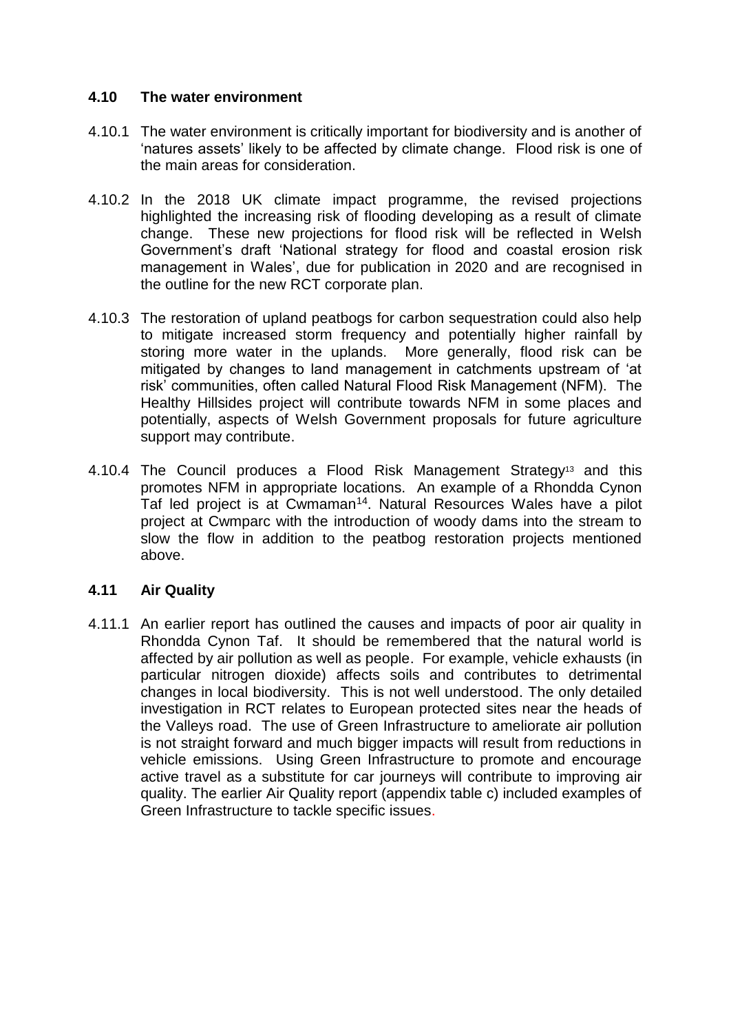## 4.10 The water environment

4.10.1 The water environment is critically important for biodiversity and is another of 'natures assets' likely to be affected by climate change. Flood risk is one of the main areas for consideration.

4.10.2 In the 2018 UK climate impact programme, the revised projections highlighted the increasing risk of flooding developing as a result of climate change. These new projections for flood risk will be reflected in Welsh Government's draft 'National strategy for flood and coastal erosion risk management in Wales', due for publication in 2020 and are recognised in the outline for the new RCT corporate plan.

4.10.3 The restoration of upland peatbogs for carbon sequestration could also help to mitigate increased storm frequency and potentially higher rainfall by storing more water in the uplands. More generally, flood risk can be mitigated by changes to land management in catchments upstream of 'at risk' communities, often called Natural Flood Risk Management (NFM). The Healthy Hillsides project will contribute towards NFM in some places and potentially, aspects of Welsh Government proposals for future agriculture support may contribute.

4.10.4 The Council produces a Flood Risk Management Strategy[13] and this promotes NFM in appropriate locations. An example of a Rhondda Cynon Taf led project is at Cwmaman[14]. Natural Resources Wales have a pilot project at Cwmparc with the introduction of woody dams into the stream to slow the flow in addition to the peatbog restoration projects mentioned above.

## 4.11 Air Quality

4.11.1 An earlier report has outlined the causes and impacts of poor air quality in Rhondda Cynon Taf. It should be remembered that the natural world is affected by air pollution as well as people. For example, vehicle exhausts (in particular nitrogen dioxide) affects soils and contributes to detrimental changes in local biodiversity. This is not well understood. The only detailed investigation in RCT relates to European protected sites near the heads of the Valleys road. The use of Green Infrastructure to ameliorate air pollution is not straight forward and much bigger impacts will result from reductions in vehicle emissions. Using Green Infrastructure to promote and encourage active travel as a substitute for car journeys will contribute to improving air quality. The earlier Air Quality report (appendix table c) included examples of Green Infrastructure to tackle specific issues.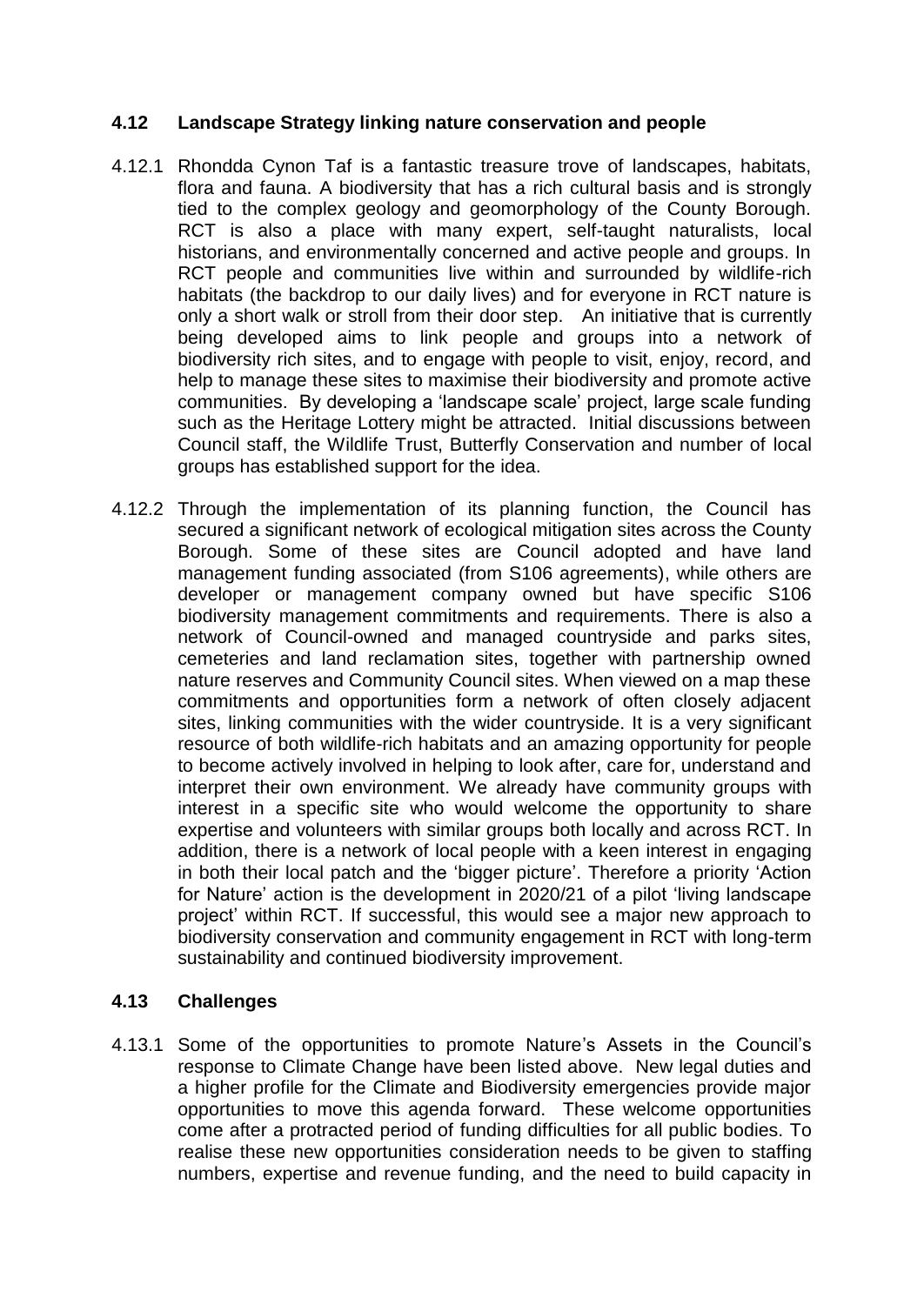### 4.12 Landscape Strategy linking nature conservation and people

4.12.1 Rhondda Cynon Taf is a fantastic treasure trove of landscapes, habitats, flora and fauna. A biodiversity that has a rich cultural basis and is strongly tied to the complex geology and geomorphology of the County Borough. RCT is also a place with many expert, self-taught naturalists, local historians, and environmentally concerned and active people and groups. In RCT people and communities live within and surrounded by wildlife-rich habitats (the backdrop to our daily lives) and for everyone in RCT nature is only a short walk or stroll from their door step. An initiative that is currently being developed aims to link people and groups into a network of biodiversity rich sites, and to engage with people to visit, enjoy, record, and help to manage these sites to maximise their biodiversity and promote active communities. By developing a 'landscape scale' project, large scale funding such as the Heritage Lottery might be attracted. Initial discussions between Council staff, the Wildlife Trust, Butterfly Conservation and number of local groups has established support for the idea.

4.12.2 Through the implementation of its planning function, the Council has secured a significant network of ecological mitigation sites across the County Borough. Some of these sites are Council adopted and have land management funding associated (from S106 agreements), while others are developer or management company owned but have specific S106 biodiversity management commitments and requirements. There is also a network of Council-owned and managed countryside and parks sites, cemeteries and land reclamation sites, together with partnership owned nature reserves and Community Council sites. When viewed on a map these commitments and opportunities form a network of often closely adjacent sites, linking communities with the wider countryside. It is a very significant resource of both wildlife-rich habitats and an amazing opportunity for people to become actively involved in helping to look after, care for, understand and interpret their own environment. We already have community groups with interest in a specific site who would welcome the opportunity to share expertise and volunteers with similar groups both locally and across RCT. In addition, there is a network of local people with a keen interest in engaging in both their local patch and the 'bigger picture'. Therefore a priority 'Action for Nature' action is the development in 2020/21 of a pilot 'living landscape project' within RCT. If successful, this would see a major new approach to biodiversity conservation and community engagement in RCT with long-term sustainability and continued biodiversity improvement.

### 4.13 Challenges

4.13.1 Some of the opportunities to promote Nature's Assets in the Council's response to Climate Change have been listed above. New legal duties and a higher profile for the Climate and Biodiversity emergencies provide major opportunities to move this agenda forward. These welcome opportunities come after a protracted period of funding difficulties for all public bodies. To realise these new opportunities consideration needs to be given to staffing numbers, expertise and revenue funding, and the need to build capacity in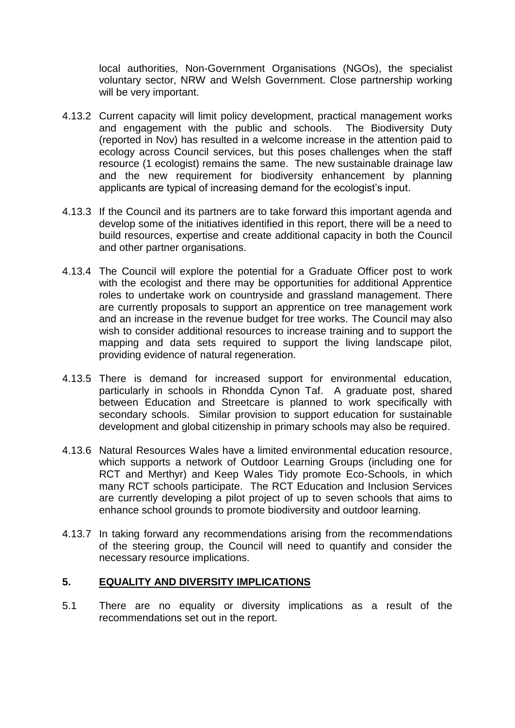local authorities, Non-Government Organisations (NGOs), the specialist voluntary sector, NRW and Welsh Government. Close partnership working will be very important.

4.13.2 Current capacity will limit policy development, practical management works and engagement with the public and schools. The Biodiversity Duty (reported in Nov) has resulted in a welcome increase in the attention paid to ecology across Council services, but this poses challenges when the staff resource (1 ecologist) remains the same. The new sustainable drainage law and the new requirement for biodiversity enhancement by planning applicants are typical of increasing demand for the ecologist's input.

4.13.3 If the Council and its partners are to take forward this important agenda and develop some of the initiatives identified in this report, there will be a need to build resources, expertise and create additional capacity in both the Council and other partner organisations.

4.13.4 The Council will explore the potential for a Graduate Officer post to work with the ecologist and there may be opportunities for additional Apprentice roles to undertake work on countryside and grassland management. There are currently proposals to support an apprentice on tree management work and an increase in the revenue budget for tree works. The Council may also wish to consider additional resources to increase training and to support the mapping and data sets required to support the living landscape pilot, providing evidence of natural regeneration.

4.13.5 There is demand for increased support for environmental education, particularly in schools in Rhondda Cynon Taf. A graduate post, shared between Education and Streetcare is planned to work specifically with secondary schools. Similar provision to support education for sustainable development and global citizenship in primary schools may also be required.

4.13.6 Natural Resources Wales have a limited environmental education resource, which supports a network of Outdoor Learning Groups (including one for RCT and Merthyr) and Keep Wales Tidy promote Eco-Schools, in which many RCT schools participate. The RCT Education and Inclusion Services are currently developing a pilot project of up to seven schools that aims to enhance school grounds to promote biodiversity and outdoor learning.

4.13.7 In taking forward any recommendations arising from the recommendations of the steering group, the Council will need to quantify and consider the necessary resource implications.

## 5. EQUALITY AND DIVERSITY IMPLICATIONS

5.1 There are no equality or diversity implications as a result of the recommendations set out in the report.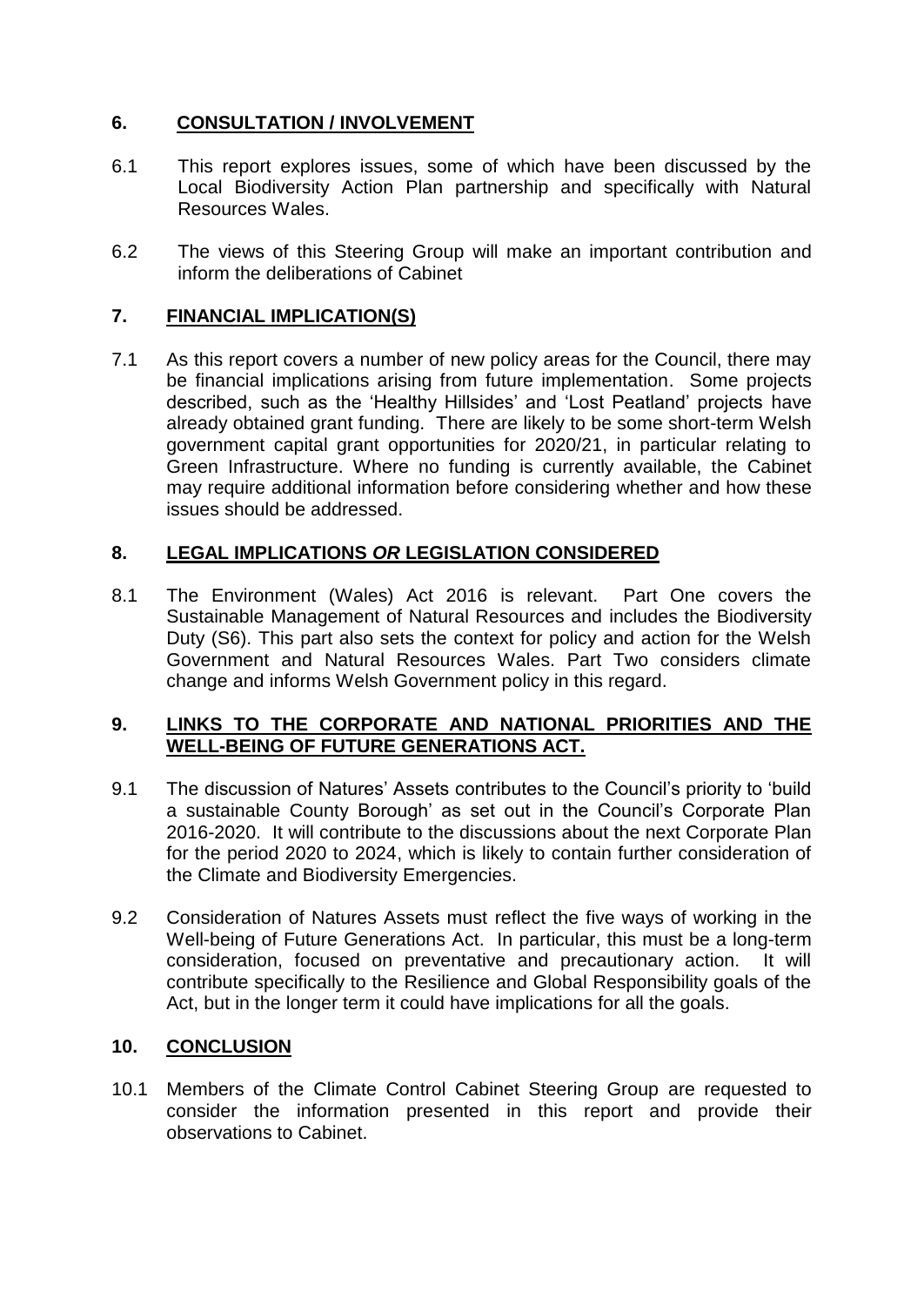## 6. CONSULTATION / INVOLVEMENT

6.1 This report explores issues, some of which have been discussed by the Local Biodiversity Action Plan partnership and specifically with Natural Resources Wales.

6.2 The views of this Steering Group will make an important contribution and inform the deliberations of Cabinet

## 7. FINANCIAL IMPLICATION(S)

7.1 As this report covers a number of new policy areas for the Council, there may be financial implications arising from future implementation. Some projects described, such as the 'Healthy Hillsides' and 'Lost Peatland' projects have already obtained grant funding. There are likely to be some short-term Welsh government capital grant opportunities for 2020/21, in particular relating to Green Infrastructure. Where no funding is currently available, the Cabinet may require additional information before considering whether and how these issues should be addressed.

## 8. LEGAL IMPLICATIONS *OR* LEGISLATION CONSIDERED

8.1 The Environment (Wales) Act 2016 is relevant. Part One covers the Sustainable Management of Natural Resources and includes the Biodiversity Duty (S6). This part also sets the context for policy and action for the Welsh Government and Natural Resources Wales. Part Two considers climate change and informs Welsh Government policy in this regard.

## 9. LINKS TO THE CORPORATE AND NATIONAL PRIORITIES AND THE WELL-BEING OF FUTURE GENERATIONS ACT.

9.1 The discussion of Natures' Assets contributes to the Council's priority to 'build a sustainable County Borough' as set out in the Council's Corporate Plan 2016-2020. It will contribute to the discussions about the next Corporate Plan for the period 2020 to 2024, which is likely to contain further consideration of the Climate and Biodiversity Emergencies.

9.2 Consideration of Natures Assets must reflect the five ways of working in the Well-being of Future Generations Act. In particular, this must be a long-term consideration, focused on preventative and precautionary action. It will contribute specifically to the Resilience and Global Responsibility goals of the Act, but in the longer term it could have implications for all the goals.

## 10. CONCLUSION

10.1 Members of the Climate Control Cabinet Steering Group are requested to consider the information presented in this report and provide their observations to Cabinet.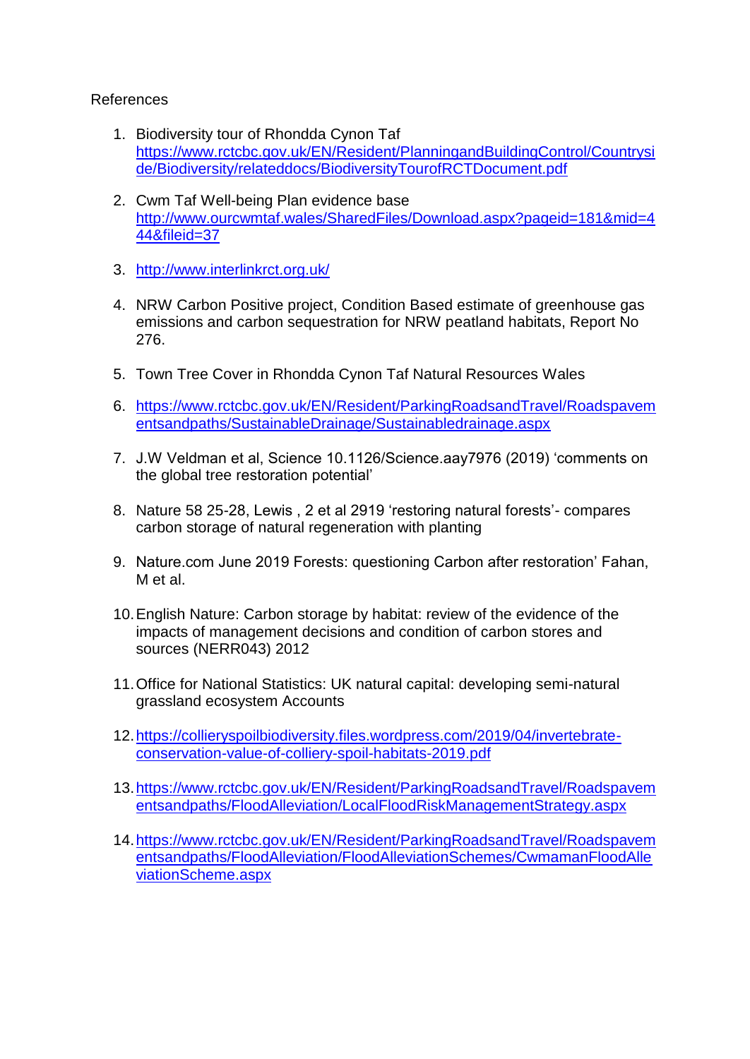References

1. Biodiversity tour of Rhondda Cynon Taf https://www.rctcbc.gov.uk/EN/Resident/PlanningandBuildingControl/Countryside/Biodiversity/relateddocs/BiodiversityTourofRCTDocument.pdf

2. Cwm Taf Well-being Plan evidence base http://www.ourcwmtaf.wales/SharedFiles/Download.aspx?pageid=181&mid=444&fileid=37

3. http://www.interlinkrct.org.uk/

4. NRW Carbon Positive project, Condition Based estimate of greenhouse gas emissions and carbon sequestration for NRW peatland habitats, Report No 276.

5. Town Tree Cover in Rhondda Cynon Taf Natural Resources Wales

6. https://www.rctcbc.gov.uk/EN/Resident/ParkingRoadsandTravel/Roadspavementsandpaths/SustainableDrainage/Sustainabledrainage.aspx

7. J.W Veldman et al, Science 10.1126/Science.aay7976 (2019) 'comments on the global tree restoration potential'

8. Nature 58 25-28, Lewis , 2 et al 2919 'restoring natural forests'- compares carbon storage of natural regeneration with planting

9. Nature.com June 2019 Forests: questioning Carbon after restoration' Fahan, M et al.

10. English Nature: Carbon storage by habitat: review of the evidence of the impacts of management decisions and condition of carbon stores and sources (NERR043) 2012

11. Office for National Statistics: UK natural capital: developing semi-natural grassland ecosystem Accounts

12. https://collieryspoilbiodiversity.files.wordpress.com/2019/04/invertebrate-conservation-value-of-colliery-spoil-habitats-2019.pdf

13. https://www.rctcbc.gov.uk/EN/Resident/ParkingRoadsandTravel/Roadspavementsandpaths/FloodAlleviation/LocalFloodRiskManagementStrategy.aspx

14. https://www.rctcbc.gov.uk/EN/Resident/ParkingRoadsandTravel/Roadspavementsandpaths/FloodAlleviation/FloodAlleviationSchemes/CwmamanFloodAlleviationScheme.aspx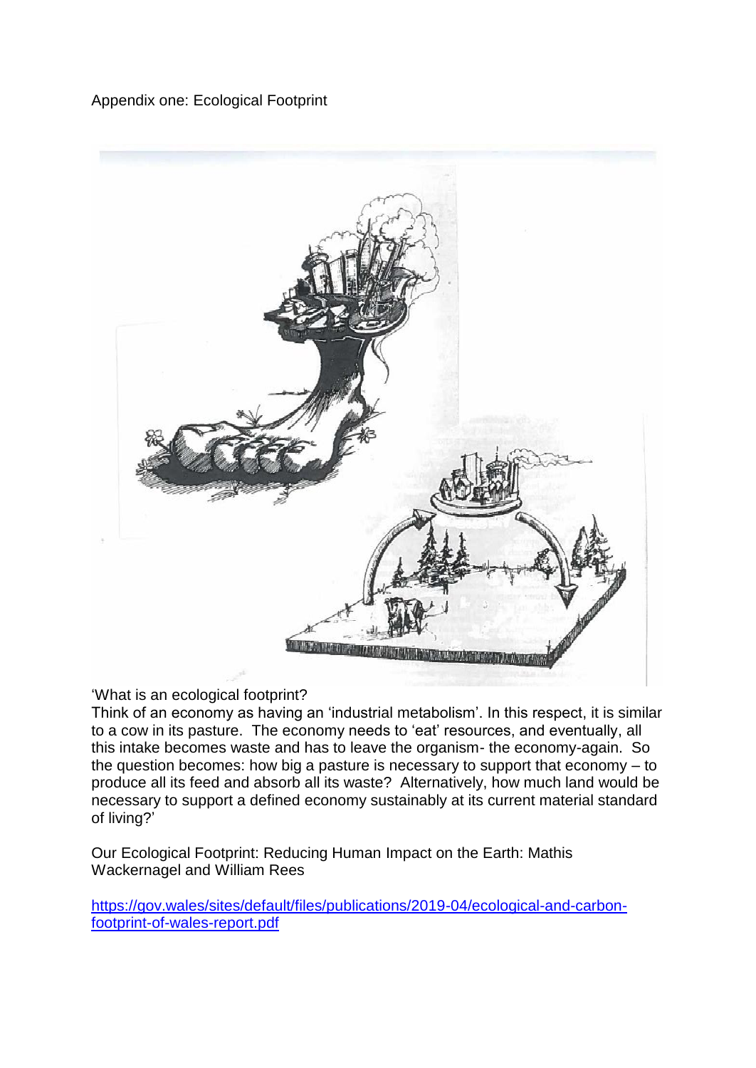Appendix one: Ecological Footprint

'What is an ecological footprint?
Think of an economy as having an 'industrial metabolism'. In this respect, it is similar to a cow in its pasture. The economy needs to 'eat' resources, and eventually, all this intake becomes waste and has to leave the organism- the economy-again. So the question becomes: how big a pasture is necessary to support that economy – to produce all its feed and absorb all its waste? Alternatively, how much land would be necessary to support a defined economy sustainably at its current material standard of living?'

Our Ecological Footprint: Reducing Human Impact on the Earth: Mathis Wackernagel and William Rees

https://gov.wales/sites/default/files/publications/2019-04/ecological-and-carbon-footprint-of-wales-report.pdf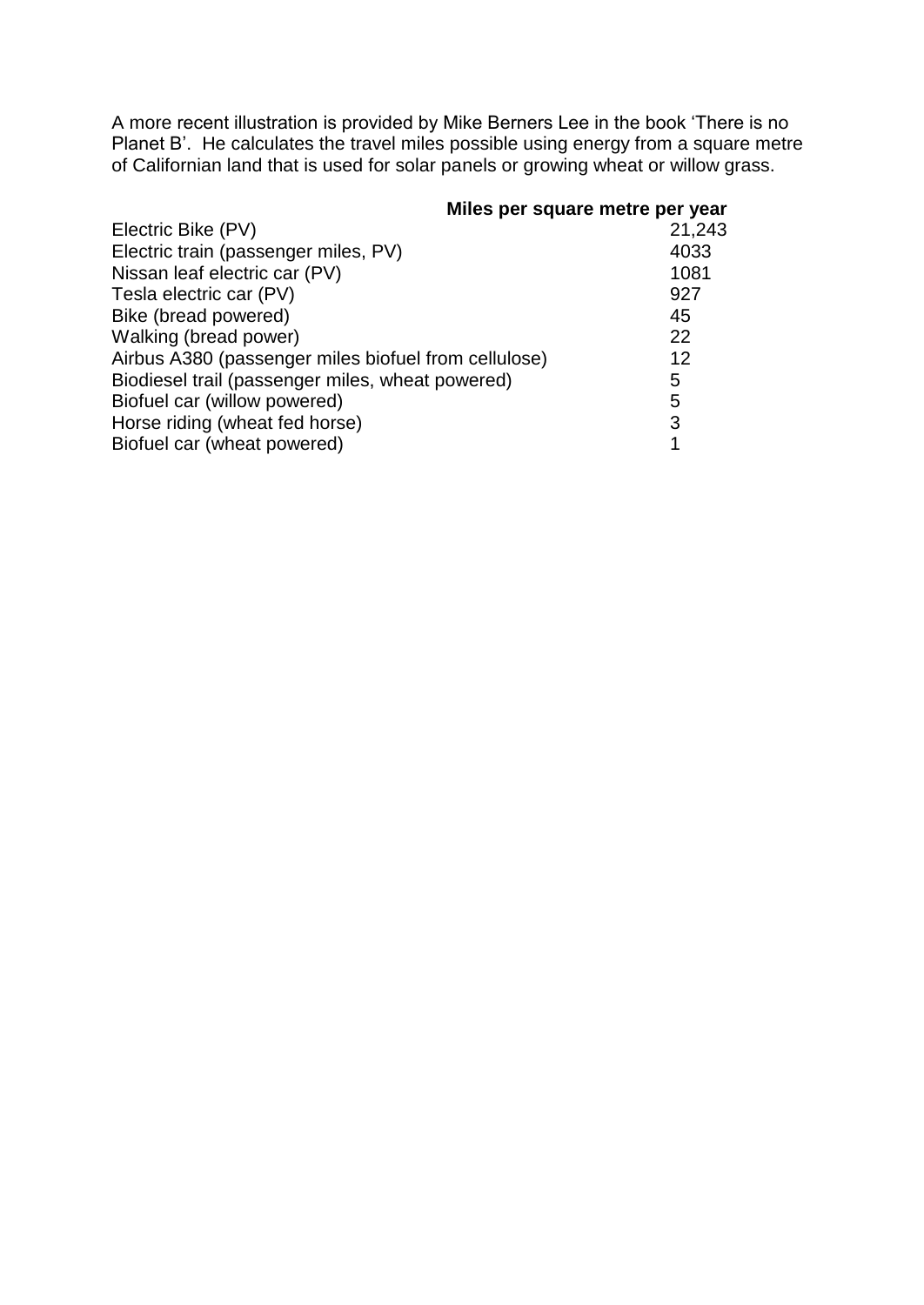A more recent illustration is provided by Mike Berners Lee in the book 'There is no Planet B'. He calculates the travel miles possible using energy from a square metre of Californian land that is used for solar panels or growing wheat or willow grass.

| | **Miles per square metre per year** |
|---|---|
| Electric Bike (PV) | 21,243 |
| Electric train (passenger miles, PV) | 4033 |
| Nissan leaf electric car (PV) | 1081 |
| Tesla electric car (PV) | 927 |
| Bike (bread powered) | 45 |
| Walking (bread power) | 22 |
| Airbus A380 (passenger miles biofuel from cellulose) | 12 |
| Biodiesel trail (passenger miles, wheat powered) | 5 |
| Biofuel car (willow powered) | 5 |
| Horse riding (wheat fed horse) | 3 |
| Biofuel car (wheat powered) | 1 |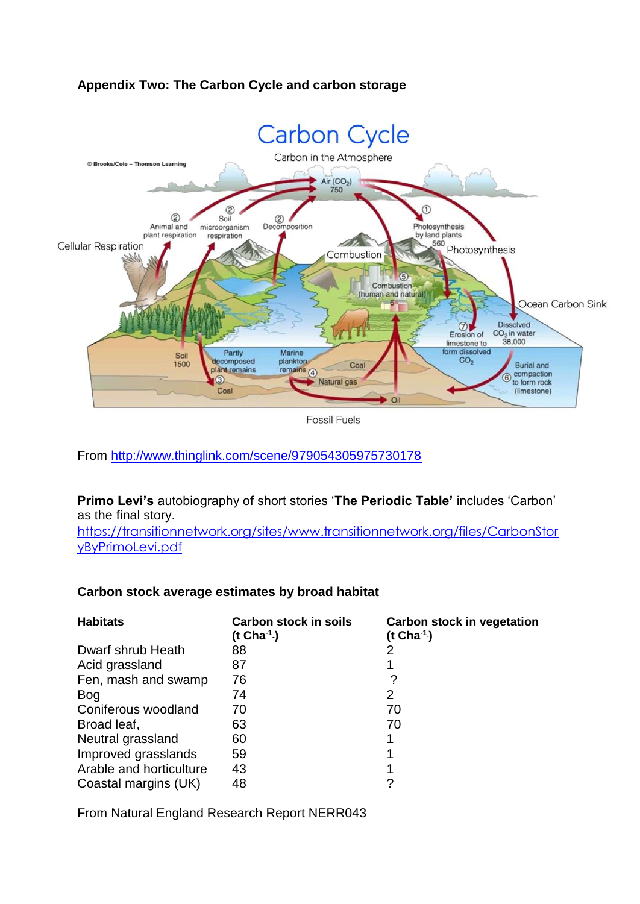**Appendix Two: The Carbon Cycle and carbon storage**

Carbon Cycle

Carbon in the Atmosphere

© Brooks/Cole – Thomson Learning

Air ($CO_2$) 750

② Animal and plant respiration

② Soil microorganism respiration

② Decomposition

① Photosynthesis by land plants 560

Cellular Respiration

Combustion

Photosynthesis

⑤ Combustion (human and natural) 6

Ocean Carbon Sink

⑦ Erosion of limestone to form dissolved $CO_2$

Dissolved $CO_2$ in water 38,000

Soil 1500

Partly decomposed plant remains

③ Coal

Marine plankton remains ④

Coal

Natural gas

Oil

⑥ Burial and compaction to form rock (limestone)

Fossil Fuels

From http://www.thinglink.com/scene/979054305975730178

**Primo Levi's** autobiography of short stories '**The Periodic Table'** includes 'Carbon' as the final story.
https://transitionnetwork.org/sites/www.transitionnetwork.org/files/CarbonStoryByPrimoLevi.pdf

**Carbon stock average estimates by broad habitat**

| **Habitats** | **Carbon stock in soils ($t\,Cha^{-1}$)** | **Carbon stock in vegetation ($t\,Cha^{-1}$)** |
|---|---|---|
| Dwarf shrub Heath | 88 | 2 |
| Acid grassland | 87 | 1 |
| Fen, mash and swamp | 76 | ? |
| Bog | 74 | 2 |
| Coniferous woodland | 70 | 70 |
| Broad leaf, | 63 | 70 |
| Neutral grassland | 60 | 1 |
| Improved grasslands | 59 | 1 |
| Arable and horticulture | 43 | 1 |
| Coastal margins (UK) | 48 | ? |

From Natural England Research Report NERR043